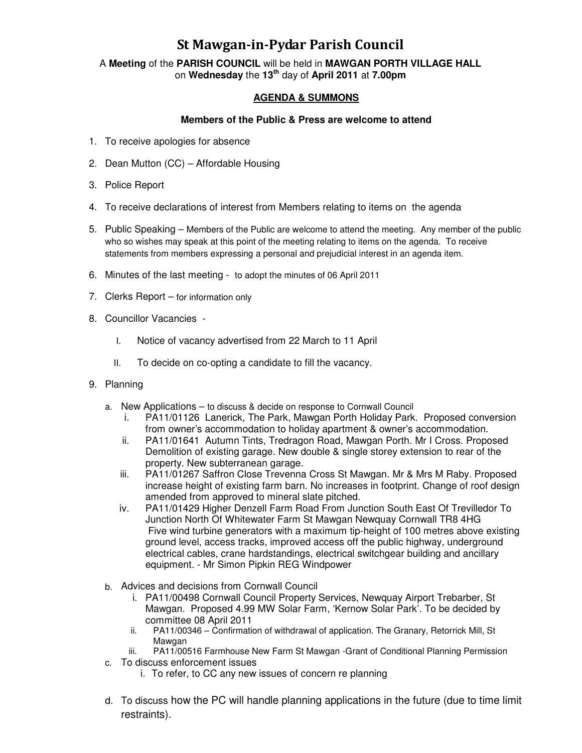# St Mawgan-in-Pydar Parish Council

A **Meeting** of the **PARISH COUNCIL** will be held in **MAWGAN PORTH VILLAGE HALL** on **Wednesday** the **13th** day of **April 2011** at **7.00pm**

## AGENDA & SUMMONS

**Members of the Public & Press are welcome to attend**

1. To receive apologies for absence
2. Dean Mutton (CC) – Affordable Housing
3. Police Report
4. To receive declarations of interest from Members relating to items on the agenda
5. Public Speaking – Members of the Public are welcome to attend the meeting. Any member of the public who so wishes may speak at this point of the meeting relating to items on the agenda. To receive statements from members expressing a personal and prejudicial interest in an agenda item.
6. Minutes of the last meeting - to adopt the minutes of 06 April 2011
7. Clerks Report – for information only
8. Councillor Vacancies -
   - I. Notice of vacancy advertised from 22 March to 11 April
   - II. To decide on co-opting a candidate to fill the vacancy.
9. Planning
   - a. New Applications – to discuss & decide on response to Cornwall Council
     - i. PA11/01126 Lanerick, The Park, Mawgan Porth Holiday Park. Proposed conversion from owner's accommodation to holiday apartment & owner's accommodation.
     - ii. PA11/01641 Autumn Tints, Tredragon Road, Mawgan Porth. Mr I Cross. Proposed Demolition of existing garage. New double & single storey extension to rear of the property. New subterranean garage.
     - iii. PA11/01267 Saffron Close Trevenna Cross St Mawgan. Mr & Mrs M Raby. Proposed increase height of existing farm barn. No increases in footprint. Change of roof design amended from approved to mineral slate pitched.
     - iv. PA11/01429 Higher Denzell Farm Road From Junction South East Of Trevilledor To Junction North Of Whitewater Farm St Mawgan Newquay Cornwall TR8 4HG Five wind turbine generators with a maximum tip-height of 100 metres above existing ground level, access tracks, improved access off the public highway, underground electrical cables, crane hardstandings, electrical switchgear building and ancillary equipment. - Mr Simon Pipkin REG Windpower
   - b. Advices and decisions from Cornwall Council
     - i. PA11/00498 Cornwall Council Property Services, Newquay Airport Trebarber, St Mawgan. Proposed 4.99 MW Solar Farm, 'Kernow Solar Park'. To be decided by committee 08 April 2011
     - ii. PA11/00346 – Confirmation of withdrawal of application. The Granary, Retorrick Mill, St Mawgan
     - iii. PA11/00516 Farmhouse New Farm St Mawgan -Grant of Conditional Planning Permission
   - c. To discuss enforcement issues
     - i. To refer, to CC any new issues of concern re planning
   - d. To discuss how the PC will handle planning applications in the future (due to time limit restraints).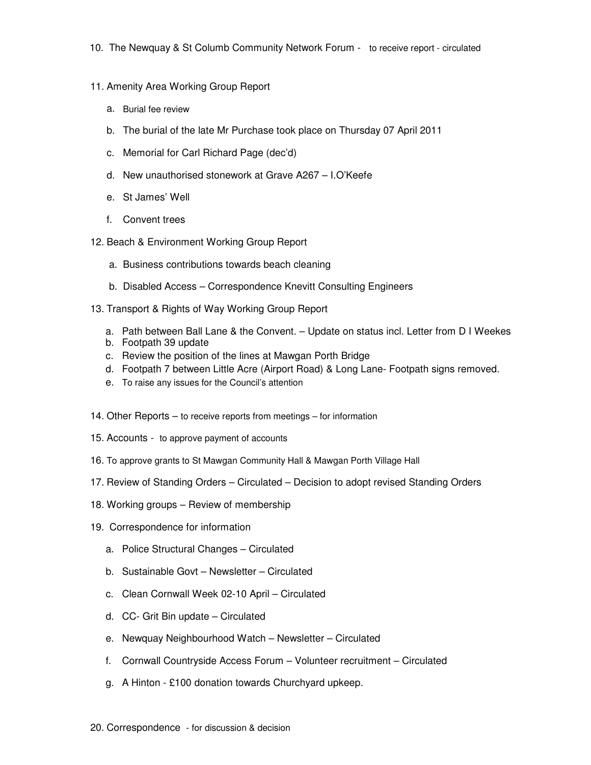10. The Newquay & St Columb Community Network Forum - to receive report - circulated

11. Amenity Area Working Group Report

    a. Burial fee review

    b. The burial of the late Mr Purchase took place on Thursday 07 April 2011

    c. Memorial for Carl Richard Page (dec'd)

    d. New unauthorised stonework at Grave A267 – I.O'Keefe

    e. St James' Well

    f. Convent trees

12. Beach & Environment Working Group Report

    a. Business contributions towards beach cleaning

    b. Disabled Access – Correspondence Knevitt Consulting Engineers

13. Transport & Rights of Way Working Group Report

    a. Path between Ball Lane & the Convent. – Update on status incl. Letter from D I Weekes
    b. Footpath 39 update
    c. Review the position of the lines at Mawgan Porth Bridge
    d. Footpath 7 between Little Acre (Airport Road) & Long Lane- Footpath signs removed.
    e. To raise any issues for the Council's attention

14. Other Reports – to receive reports from meetings – for information

15. Accounts - to approve payment of accounts

16. To approve grants to St Mawgan Community Hall & Mawgan Porth Village Hall

17. Review of Standing Orders – Circulated – Decision to adopt revised Standing Orders

18. Working groups – Review of membership

19. Correspondence for information

    a. Police Structural Changes – Circulated

    b. Sustainable Govt – Newsletter – Circulated

    c. Clean Cornwall Week 02-10 April – Circulated

    d. CC- Grit Bin update – Circulated

    e. Newquay Neighbourhood Watch – Newsletter – Circulated

    f. Cornwall Countryside Access Forum – Volunteer recruitment – Circulated

    g. A Hinton - £100 donation towards Churchyard upkeep.

20. Correspondence - for discussion & decision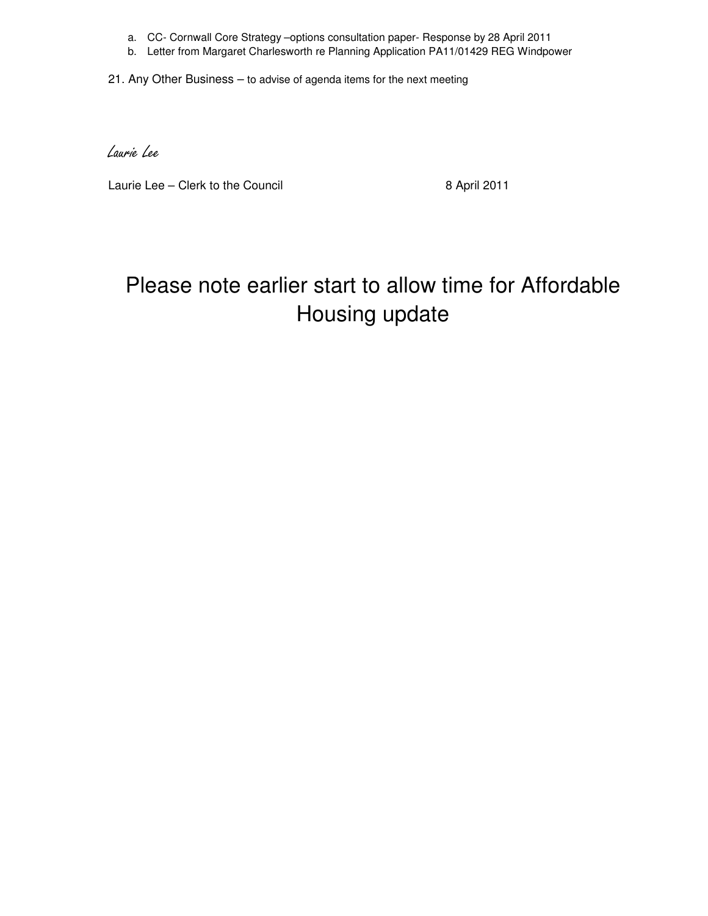a. CC- Cornwall Core Strategy –options consultation paper- Response by 28 April 2011
b. Letter from Margaret Charlesworth re Planning Application PA11/01429 REG Windpower

21. Any Other Business – to advise of agenda items for the next meeting

*Laurie Lee*

Laurie Lee – Clerk to the Council 8 April 2011

## Please note earlier start to allow time for Affordable Housing update